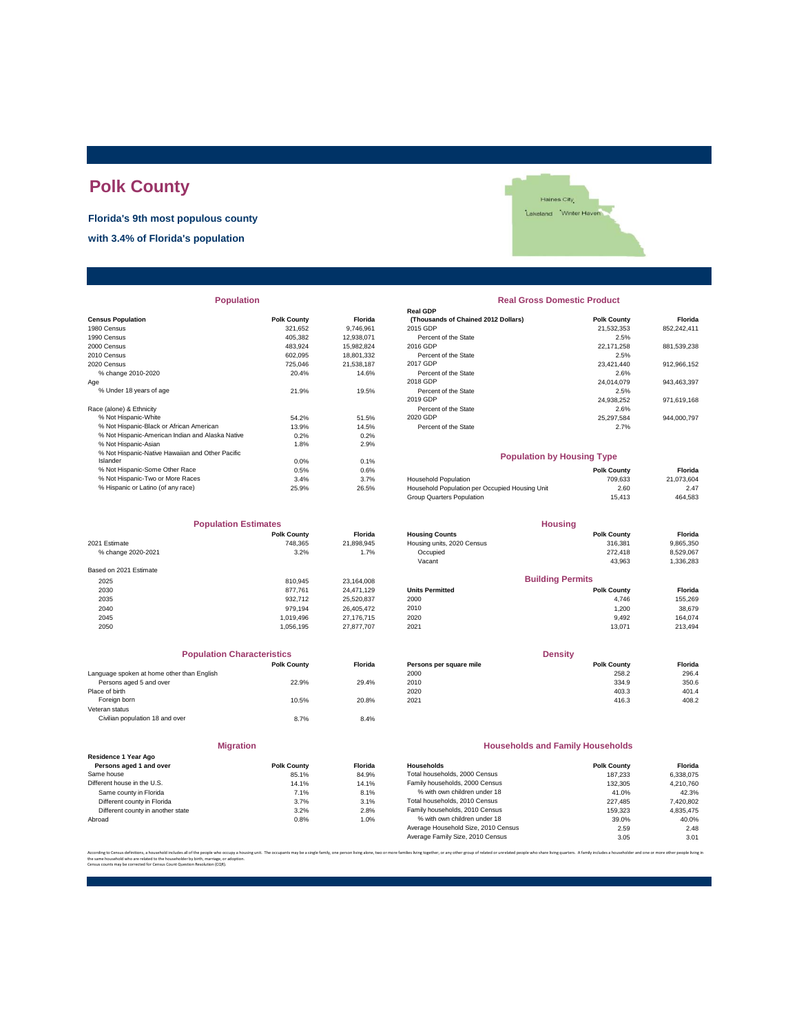# Polk County

**Florida's 9th most populous county**

**with 3.4% of Florida's population**

## Population

| Census Population | Polk County | Florida |
|---|---|---|
| 1980 Census | 321,652 | 9,746,961 |
| 1990 Census | 405,382 | 12,938,071 |
| 2000 Census | 483,924 | 15,982,824 |
| 2010 Census | 602,095 | 18,801,332 |
| 2020 Census | 725,046 | 21,538,187 |
| % change 2010-2020 | 20.4% | 14.6% |
| Age | | |
| % Under 18 years of age | 21.9% | 19.5% |
| Race (alone) & Ethnicity | | |
| % Not Hispanic-White | 54.2% | 51.5% |
| % Not Hispanic-Black or African American | 13.9% | 14.5% |
| % Not Hispanic-American Indian and Alaska Native | 0.2% | 0.2% |
| % Not Hispanic-Asian | 1.8% | 2.9% |
| % Not Hispanic-Native Hawaiian and Other Pacific Islander | 0.0% | 0.1% |
| % Not Hispanic-Some Other Race | 0.5% | 0.6% |
| % Not Hispanic-Two or More Races | 3.4% | 3.7% |
| % Hispanic or Latino (of any race) | 25.9% | 26.5% |

## Real Gross Domestic Product

| Real GDP (Thousands of Chained 2012 Dollars) | Polk County | Florida |
|---|---|---|
| 2015 GDP | 21,532,353 | 852,242,411 |
| Percent of the State | 2.5% | |
| 2016 GDP | 22,171,258 | 881,539,238 |
| Percent of the State | 2.5% | |
| 2017 GDP | 23,421,440 | 912,966,152 |
| Percent of the State | 2.6% | |
| 2018 GDP | 24,014,079 | 943,463,397 |
| Percent of the State | 2.5% | |
| 2019 GDP | 24,938,252 | 971,619,168 |
| Percent of the State | 2.6% | |
| 2020 GDP | 25,297,584 | 944,000,797 |
| Percent of the State | 2.7% | |

## Population by Housing Type

| | Polk County | Florida |
|---|---|---|
| Household Population | 709,633 | 21,073,604 |
| Household Population per Occupied Housing Unit | 2.60 | 2.47 |
| Group Quarters Population | 15,413 | 464,583 |

## Population Estimates

| | Polk County | Florida |
|---|---|---|
| 2021 Estimate | 748,365 | 21,898,945 |
| % change 2020-2021 | 3.2% | 1.7% |
| Based on 2021 Estimate | | |
| 2025 | 810,945 | 23,164,008 |
| 2030 | 877,761 | 24,471,129 |
| 2035 | 932,712 | 25,520,837 |
| 2040 | 979,194 | 26,405,472 |
| 2045 | 1,019,496 | 27,176,715 |
| 2050 | 1,056,195 | 27,877,707 |

## Housing

| Housing Counts | Polk County | Florida |
|---|---|---|
| Housing units, 2020 Census | 316,381 | 9,865,350 |
| Occupied | 272,418 | 8,529,067 |
| Vacant | 43,963 | 1,336,283 |

## Building Permits

| Units Permitted | Polk County | Florida |
|---|---|---|
| 2000 | 4,746 | 155,269 |
| 2010 | 1,200 | 38,679 |
| 2020 | 9,492 | 164,074 |
| 2021 | 13,071 | 213,494 |

## Population Characteristics

| | Polk County | Florida |
|---|---|---|
| Language spoken at home other than English | | |
| Persons aged 5 and over | 22.9% | 29.4% |
| Place of birth | | |
| Foreign born | 10.5% | 20.8% |
| Veteran status | | |
| Civilian population 18 and over | 8.7% | 8.4% |

## Density

| Persons per square mile | Polk County | Florida |
|---|---|---|
| 2000 | 258.2 | 296.4 |
| 2010 | 334.9 | 350.6 |
| 2020 | 403.3 | 401.4 |
| 2021 | 416.3 | 408.2 |

## Migration

| Residence 1 Year Ago Persons aged 1 and over | Polk County | Florida |
|---|---|---|
| Same house | 85.1% | 84.9% |
| Different house in the U.S. | 14.1% | 14.1% |
| Same county in Florida | 7.1% | 8.1% |
| Different county in Florida | 3.7% | 3.1% |
| Different county in another state | 3.2% | 2.8% |
| Abroad | 0.8% | 1.0% |

## Households and Family Households

| Households | Polk County | Florida |
|---|---|---|
| Total households, 2000 Census | 187,233 | 6,338,075 |
| Family households, 2000 Census | 132,305 | 4,210,760 |
| % with own children under 18 | 41.0% | 42.3% |
| Total households, 2010 Census | 227,485 | 7,420,802 |
| Family households, 2010 Census | 159,323 | 4,835,475 |
| % with own children under 18 | 39.0% | 40.0% |
| Average Household Size, 2010 Census | 2.59 | 2.48 |
| Average Family Size, 2010 Census | 3.05 | 3.01 |

According to Census definitions, a household includes all of the people who occupy a housing unit. The occupants may be a single family, one person living alone, two or more families living together, or any other group of related or unrelated people who share living quarters. A family includes a householder and one or more other people living in the same household who are related to the householder by birth, marriage, or adoption.
Census counts may be corrected for Census Count Question Resolution (CQR).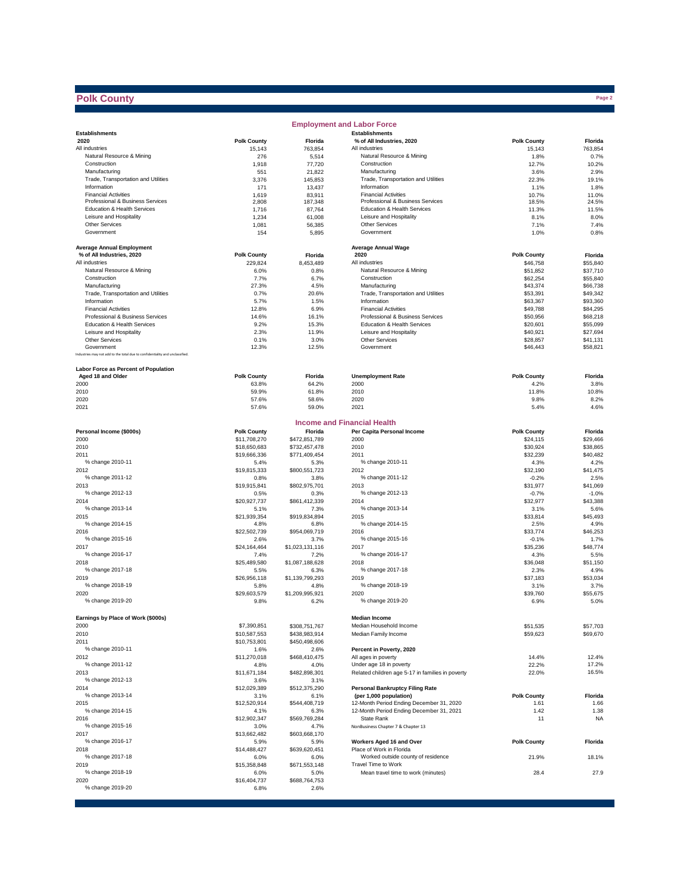# Polk County

## Employment and Labor Force

| Establishments 2020 | Polk County | Florida |
|---|---|---|
| All industries | 15,143 | 763,854 |
| Natural Resource & Mining | 276 | 5,514 |
| Construction | 1,918 | 77,720 |
| Manufacturing | 551 | 21,822 |
| Trade, Transportation and Utilities | 3,376 | 145,853 |
| Information | 171 | 13,437 |
| Financial Activities | 1,619 | 83,911 |
| Professional & Business Services | 2,808 | 187,348 |
| Education & Health Services | 1,716 | 87,764 |
| Leisure and Hospitality | 1,234 | 61,008 |
| Other Services | 1,081 | 56,385 |
| Government | 154 | 5,895 |

| Establishments % of All Industries, 2020 | Polk County | Florida |
|---|---|---|
| All industries | 15,143 | 763,854 |
| Natural Resource & Mining | 1.8% | 0.7% |
| Construction | 12.7% | 10.2% |
| Manufacturing | 3.6% | 2.9% |
| Trade, Transportation and Utilities | 22.3% | 19.1% |
| Information | 1.1% | 1.8% |
| Financial Activities | 10.7% | 11.0% |
| Professional & Business Services | 18.5% | 24.5% |
| Education & Health Services | 11.3% | 11.5% |
| Leisure and Hospitality | 8.1% | 8.0% |
| Other Services | 7.1% | 7.4% |
| Government | 1.0% | 0.8% |

| Average Annual Employment % of All Industries, 2020 | Polk County | Florida |
|---|---|---|
| All industries | 229,824 | 8,453,489 |
| Natural Resource & Mining | 6.0% | 0.8% |
| Construction | 7.7% | 6.7% |
| Manufacturing | 27.3% | 4.5% |
| Trade, Transportation and Utilities | 0.7% | 20.6% |
| Information | 5.7% | 1.5% |
| Financial Activities | 12.8% | 6.9% |
| Professional & Business Services | 14.6% | 16.1% |
| Education & Health Services | 9.2% | 15.3% |
| Leisure and Hospitality | 2.3% | 11.9% |
| Other Services | 0.1% | 3.0% |
| Government | 12.3% | 12.5% |

Industries may not add to the total due to confidentiality and unclassified.

| Average Annual Wage 2020 | Polk County | Florida |
|---|---|---|
| All industries | $46,758 | $55,840 |
| Natural Resource & Mining | $51,852 | $37,710 |
| Construction | $62,254 | $55,840 |
| Manufacturing | $43,374 | $66,738 |
| Trade, Transportation and Utilities | $53,391 | $49,342 |
| Information | $63,367 | $93,360 |
| Financial Activities | $49,788 | $84,295 |
| Professional & Business Services | $50,956 | $68,218 |
| Education & Health Services | $20,601 | $55,099 |
| Leisure and Hospitality | $40,921 | $27,694 |
| Other Services | $28,857 | $41,131 |
| Government | $46,443 | $58,821 |

| Labor Force as Percent of Population Aged 18 and Older | Polk County | Florida |
|---|---|---|
| 2000 | 63.8% | 64.2% |
| 2010 | 59.9% | 61.8% |
| 2020 | 57.6% | 58.6% |
| 2021 | 57.6% | 59.0% |

| Unemployment Rate | Polk County | Florida |
|---|---|---|
| 2000 | 4.2% | 3.8% |
| 2010 | 11.8% | 10.8% |
| 2020 | 9.8% | 8.2% |
| 2021 | 5.4% | 4.6% |

## Income and Financial Health

| Personal Income ($000s) | Polk County | Florida |
|---|---|---|
| 2000 | $11,708,270 | $472,851,789 |
| 2010 | $18,650,683 | $732,457,478 |
| 2011 | $19,666,336 | $771,409,454 |
| % change 2010-11 | 5.4% | 5.3% |
| 2012 | $19,815,333 | $800,551,723 |
| % change 2011-12 | 0.8% | 3.8% |
| 2013 | $19,915,841 | $802,975,701 |
| % change 2012-13 | 0.5% | 0.3% |
| 2014 | $20,927,737 | $861,412,339 |
| % change 2013-14 | 5.1% | 7.3% |
| 2015 | $21,939,354 | $919,834,894 |
| % change 2014-15 | 4.8% | 6.8% |
| 2016 | $22,502,739 | $954,069,719 |
| % change 2015-16 | 2.6% | 3.7% |
| 2017 | $24,164,464 | $1,023,131,116 |
| % change 2016-17 | 7.4% | 7.2% |
| 2018 | $25,489,580 | $1,087,188,628 |
| % change 2017-18 | 5.5% | 6.3% |
| 2019 | $26,956,118 | $1,139,799,293 |
| % change 2018-19 | 5.8% | 4.8% |
| 2020 | $29,603,579 | $1,209,995,921 |
| % change 2019-20 | 9.8% | 6.2% |

| Per Capita Personal Income | Polk County | Florida |
|---|---|---|
| 2000 | $24,115 | $29,466 |
| 2010 | $30,924 | $38,865 |
| 2011 | $32,239 | $40,482 |
| % change 2010-11 | 4.3% | 4.2% |
| 2012 | $32,190 | $41,475 |
| % change 2011-12 | -0.2% | 2.5% |
| 2013 | $31,977 | $41,069 |
| % change 2012-13 | -0.7% | -1.0% |
| 2014 | $32,977 | $43,388 |
| % change 2013-14 | 3.1% | 5.6% |
| 2015 | $33,814 | $45,493 |
| % change 2014-15 | 2.5% | 4.9% |
| 2016 | $33,774 | $46,253 |
| % change 2015-16 | -0.1% | 1.7% |
| 2017 | $35,236 | $48,774 |
| % change 2016-17 | 4.3% | 5.5% |
| 2018 | $36,048 | $51,150 |
| % change 2017-18 | 2.3% | 4.9% |
| 2019 | $37,183 | $53,034 |
| % change 2018-19 | 3.1% | 3.7% |
| 2020 | $39,760 | $55,675 |
| % change 2019-20 | 6.9% | 5.0% |

| Earnings by Place of Work ($000s) | Polk County | Florida |
|---|---|---|
| 2000 | $7,390,851 | $308,751,767 |
| 2010 | $10,587,553 | $438,983,914 |
| 2011 | $10,753,801 | $450,498,606 |
| % change 2010-11 | 1.6% | 2.6% |
| 2012 | $11,270,018 | $468,410,475 |
| % change 2011-12 | 4.8% | 4.0% |
| 2013 | $11,671,184 | $482,898,301 |
| % change 2012-13 | 3.6% | 3.1% |
| 2014 | $12,029,389 | $512,375,290 |
| % change 2013-14 | 3.1% | 6.1% |
| 2015 | $12,520,914 | $544,408,719 |
| % change 2014-15 | 4.1% | 6.3% |
| 2016 | $12,902,347 | $569,769,284 |
| % change 2015-16 | 3.0% | 4.7% |
| 2017 | $13,662,482 | $603,668,170 |
| % change 2016-17 | 5.9% | 5.9% |
| 2018 | $14,488,427 | $639,620,451 |
| % change 2017-18 | 6.0% | 6.0% |
| 2019 | $15,358,848 | $671,553,148 |
| % change 2018-19 | 6.0% | 5.0% |
| 2020 | $16,404,737 | $688,764,753 |
| % change 2019-20 | 6.8% | 2.6% |

| Median Income | Polk County | Florida |
|---|---|---|
| Median Household Income | $51,535 | $57,703 |
| Median Family Income | $59,623 | $69,670 |

| Percent in Poverty, 2020 | Polk County | Florida |
|---|---|---|
| All ages in poverty | 14.4% | 12.4% |
| Under age 18 in poverty | 22.2% | 17.2% |
| Related children age 5-17 in families in poverty | 22.0% | 16.5% |

| Personal Bankruptcy Filing Rate (per 1,000 population) | Polk County | Florida |
|---|---|---|
| 12-Month Period Ending December 31, 2020 | 1.61 | 1.66 |
| 12-Month Period Ending December 31, 2021 | 1.42 | 1.38 |
| State Rank | 11 | NA |

NonBusiness Chapter 7 & Chapter 13

| Workers Aged 16 and Over | Polk County | Florida |
|---|---|---|
| Place of Work in Florida | | |
| Worked outside county of residence | 21.9% | 18.1% |
| Travel Time to Work | | |
| Mean travel time to work (minutes) | 28.4 | 27.9 |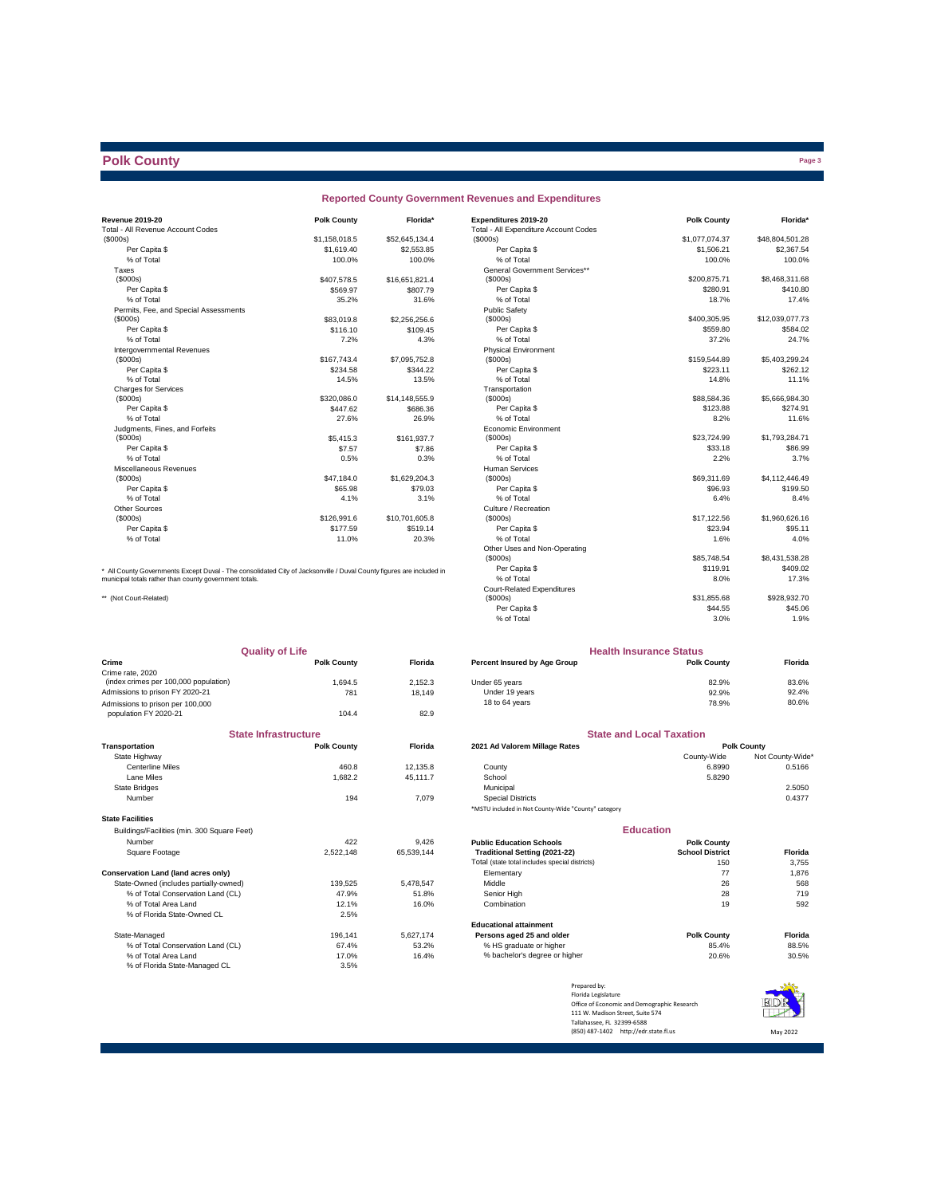# Polk County

## Reported County Government Revenues and Expenditures

| Revenue 2019-20 | Polk County | Florida* |
| --- | --- | --- |
| Total - All Revenue Account Codes | | |
| ($000s) | $1,158,018.5 | $52,645,134.4 |
| Per Capita $ | $1,619.40 | $2,553.85 |
| % of Total | 100.0% | 100.0% |
| Taxes | | |
| ($000s) | $407,578.5 | $16,651,821.4 |
| Per Capita $ | $569.97 | $807.79 |
| % of Total | 35.2% | 31.6% |
| Permits, Fee, and Special Assessments | | |
| ($000s) | $83,019.8 | $2,256,256.6 |
| Per Capita $ | $116.10 | $109.45 |
| % of Total | 7.2% | 4.3% |
| Intergovernmental Revenues | | |
| ($000s) | $167,743.4 | $7,095,752.8 |
| Per Capita $ | $234.58 | $344.22 |
| % of Total | 14.5% | 13.5% |
| Charges for Services | | |
| ($000s) | $320,086.0 | $14,148,555.9 |
| Per Capita $ | $447.62 | $686.36 |
| % of Total | 27.6% | 26.9% |
| Judgments, Fines, and Forfeits | | |
| ($000s) | $5,415.3 | $161,937.7 |
| Per Capita $ | $7.57 | $7.86 |
| % of Total | 0.5% | 0.3% |
| Miscellaneous Revenues | | |
| ($000s) | $47,184.0 | $1,629,204.3 |
| Per Capita $ | $65.98 | $79.03 |
| % of Total | 4.1% | 3.1% |
| Other Sources | | |
| ($000s) | $126,991.6 | $10,701,605.8 |
| Per Capita $ | $177.59 | $519.14 |
| % of Total | 11.0% | 20.3% |

\* All County Governments Except Duval - The consolidated City of Jacksonville / Duval County figures are included in municipal totals rather than county government totals.

\*\* (Not Court-Related)

| Expenditures 2019-20 | Polk County | Florida* |
| --- | --- | --- |
| Total - All Expenditure Account Codes | | |
| ($000s) | $1,077,074.37 | $48,804,501.28 |
| Per Capita $ | $1,506.21 | $2,367.54 |
| % of Total | 100.0% | 100.0% |
| General Government Services** | | |
| ($000s) | $200,875.71 | $8,468,311.68 |
| Per Capita $ | $280.91 | $410.80 |
| % of Total | 18.7% | 17.4% |
| Public Safety | | |
| ($000s) | $400,305.95 | $12,039,077.73 |
| Per Capita $ | $559.80 | $584.02 |
| % of Total | 37.2% | 24.7% |
| Physical Environment | | |
| ($000s) | $159,544.89 | $5,403,299.24 |
| Per Capita $ | $223.11 | $262.12 |
| % of Total | 14.8% | 11.1% |
| Transportation | | |
| ($000s) | $88,584.36 | $5,666,984.30 |
| Per Capita $ | $123.88 | $274.91 |
| % of Total | 8.2% | 11.6% |
| Economic Environment | | |
| ($000s) | $23,724.99 | $1,793,284.71 |
| Per Capita $ | $33.18 | $86.99 |
| % of Total | 2.2% | 3.7% |
| Human Services | | |
| ($000s) | $69,311.69 | $4,112,446.49 |
| Per Capita $ | $96.93 | $199.50 |
| % of Total | 6.4% | 8.4% |
| Culture / Recreation | | |
| ($000s) | $17,122.56 | $1,960,626.16 |
| Per Capita $ | $23.94 | $95.11 |
| % of Total | 1.6% | 4.0% |
| Other Uses and Non-Operating | | |
| ($000s) | $85,748.54 | $8,431,538.28 |
| Per Capita $ | $119.91 | $409.02 |
| % of Total | 8.0% | 17.3% |
| Court-Related Expenditures | | |
| ($000s) | $31,855.68 | $928,932.70 |
| Per Capita $ | $44.55 | $45.06 |
| % of Total | 3.0% | 1.9% |

## Quality of Life

| Crime | Polk County | Florida |
| --- | --- | --- |
| Crime rate, 2020 (index crimes per 100,000 population) | 1,694.5 | 2,152.3 |
| Admissions to prison FY 2020-21 | 781 | 18,149 |
| Admissions to prison per 100,000 population FY 2020-21 | 104.4 | 82.9 |

## Health Insurance Status

| Percent Insured by Age Group | Polk County | Florida |
| --- | --- | --- |
| Under 65 years | 82.9% | 83.6% |
| Under 19 years | 92.9% | 92.4% |
| 18 to 64 years | 78.9% | 80.6% |

## State Infrastructure

| Transportation | Polk County | Florida |
| --- | --- | --- |
| State Highway | | |
| Centerline Miles | 460.8 | 12,135.8 |
| Lane Miles | 1,682.2 | 45,111.7 |
| State Bridges | | |
| Number | 194 | 7,079 |

| State Facilities | Polk County | Florida |
| --- | --- | --- |
| Buildings/Facilities (min. 300 Square Feet) | | |
| Number | 422 | 9,426 |
| Square Footage | 2,522,148 | 65,539,144 |

| Conservation Land (land acres only) | Polk County | Florida |
| --- | --- | --- |
| State-Owned (includes partially-owned) | 139,525 | 5,478,547 |
| % of Total Conservation Land (CL) | 47.9% | 51.8% |
| % of Total Area Land | 12.1% | 16.0% |
| % of Florida State-Owned CL | 2.5% | |
| State-Managed | 196,141 | 5,627,174 |
| % of Total Conservation Land (CL) | 67.4% | 53.2% |
| % of Total Area Land | 17.0% | 16.4% |
| % of Florida State-Managed CL | 3.5% | |

## State and Local Taxation

| 2021 Ad Valorem Millage Rates | Polk County County-Wide | Polk County Not County-Wide* |
| --- | --- | --- |
| County | 6.8990 | 0.5166 |
| School | 5.8290 | |
| Municipal | | 2.5050 |
| Special Districts | | 0.4377 |

*MSTU included in Not County-Wide "County" category

## Education

| Public Education Schools Traditional Setting (2021-22) | Polk County School District | Florida |
| --- | --- | --- |
| Total (state total includes special districts) | 150 | 3,755 |
| Elementary | 77 | 1,876 |
| Middle | 26 | 568 |
| Senior High | 28 | 719 |
| Combination | 19 | 592 |

| Educational attainment Persons aged 25 and older | Polk County | Florida |
| --- | --- | --- |
| % HS graduate or higher | 85.4% | 88.5% |
| % bachelor's degree or higher | 20.6% | 30.5% |

Prepared by:
Florida Legislature
Office of Economic and Demographic Research
111 W. Madison Street, Suite 574
Tallahassee, FL 32399-6588
(850) 487-1402 http://edr.state.fl.us

May 2022